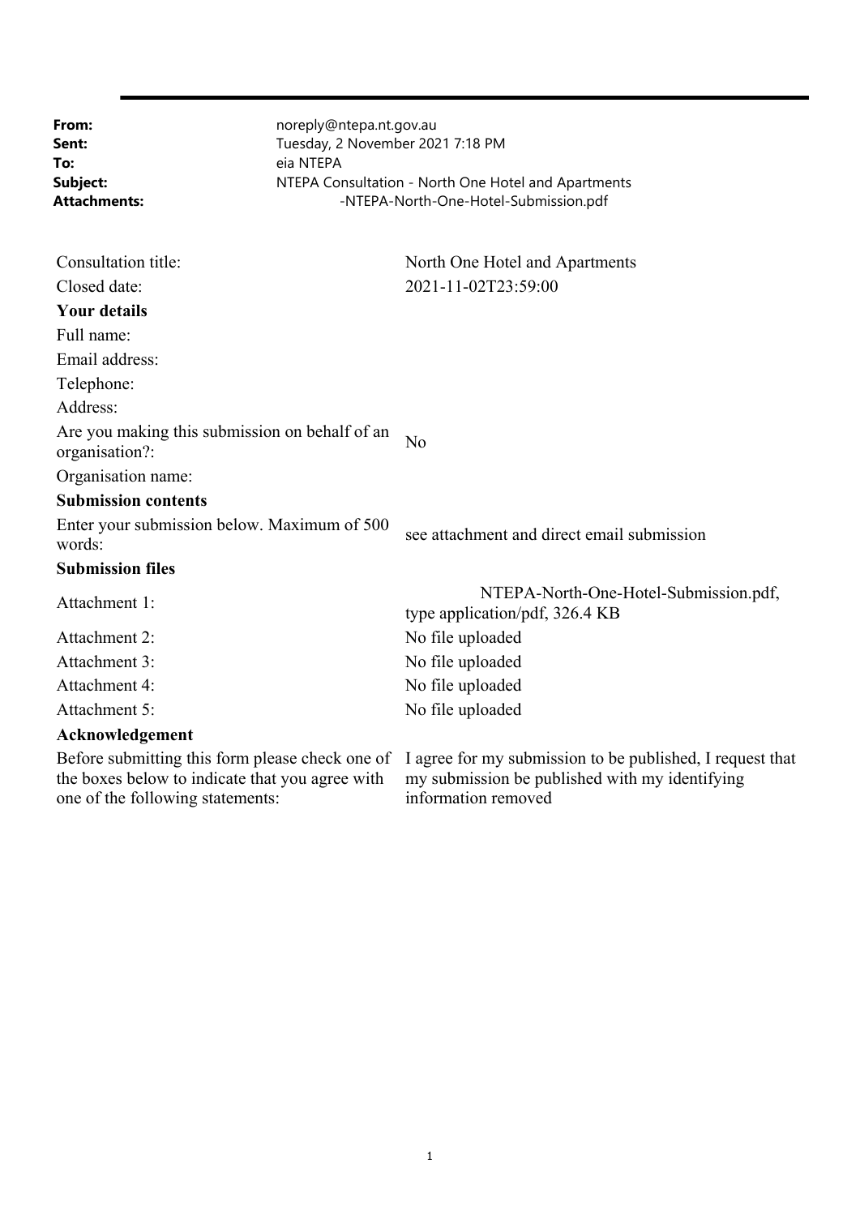| | |
|---|---|
| **From:** | noreply@ntepa.nt.gov.au |
| **Sent:** | Tuesday, 2 November 2021 7:18 PM |
| **To:** | eia NTEPA |
| **Subject:** | NTEPA Consultation - North One Hotel and Apartments |
| **Attachments:** | -NTEPA-North-One-Hotel-Submission.pdf |

| | |
|---|---|
| Consultation title: | North One Hotel and Apartments |
| Closed date: | 2021-11-02T23:59:00 |
| **Your details** | |
| Full name: | |
| Email address: | |
| Telephone: | |
| Address: | |
| Are you making this submission on behalf of an organisation?: | No |
| Organisation name: | |
| **Submission contents** | |
| Enter your submission below. Maximum of 500 words: | see attachment and direct email submission |
| **Submission files** | |
| Attachment 1: | NTEPA-North-One-Hotel-Submission.pdf, type application/pdf, 326.4 KB |
| Attachment 2: | No file uploaded |
| Attachment 3: | No file uploaded |
| Attachment 4: | No file uploaded |
| Attachment 5: | No file uploaded |
| **Acknowledgement** | |
| Before submitting this form please check one of the boxes below to indicate that you agree with one of the following statements: | I agree for my submission to be published, I request that my submission be published with my identifying information removed |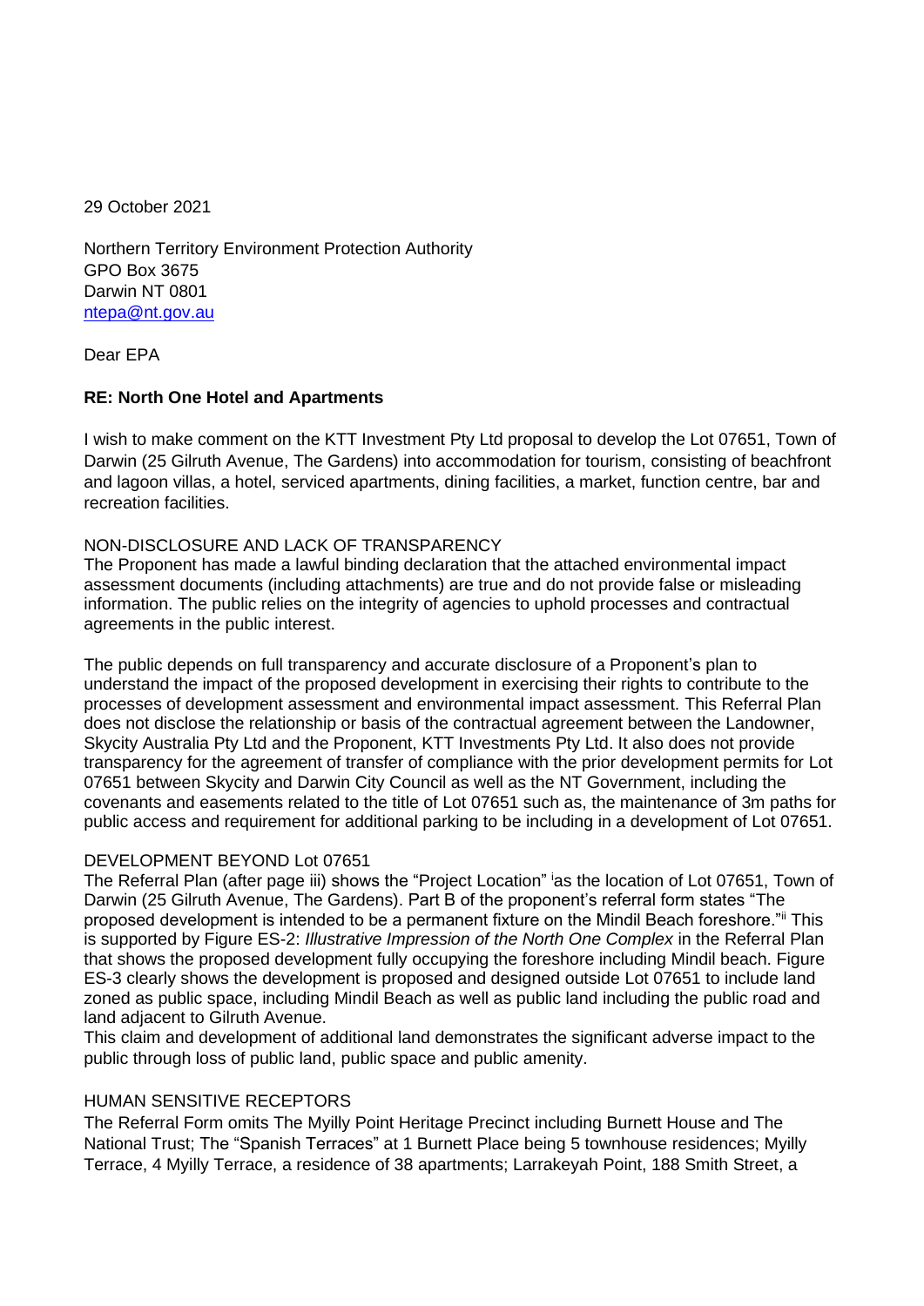29 October 2021

Northern Territory Environment Protection Authority
GPO Box 3675
Darwin NT 0801
ntepa@nt.gov.au

Dear EPA

**RE: North One Hotel and Apartments**

I wish to make comment on the KTT Investment Pty Ltd proposal to develop the Lot 07651, Town of Darwin (25 Gilruth Avenue, The Gardens) into accommodation for tourism, consisting of beachfront and lagoon villas, a hotel, serviced apartments, dining facilities, a market, function centre, bar and recreation facilities.

NON-DISCLOSURE AND LACK OF TRANSPARENCY

The Proponent has made a lawful binding declaration that the attached environmental impact assessment documents (including attachments) are true and do not provide false or misleading information. The public relies on the integrity of agencies to uphold processes and contractual agreements in the public interest.

The public depends on full transparency and accurate disclosure of a Proponent's plan to understand the impact of the proposed development in exercising their rights to contribute to the processes of development assessment and environmental impact assessment. This Referral Plan does not disclose the relationship or basis of the contractual agreement between the Landowner, Skycity Australia Pty Ltd and the Proponent, KTT Investments Pty Ltd. It also does not provide transparency for the agreement of transfer of compliance with the prior development permits for Lot 07651 between Skycity and Darwin City Council as well as the NT Government, including the covenants and easements related to the title of Lot 07651 such as, the maintenance of 3m paths for public access and requirement for additional parking to be including in a development of Lot 07651.

DEVELOPMENT BEYOND Lot 07651

The Referral Plan (after page iii) shows the "Project Location" [i] as the location of Lot 07651, Town of Darwin (25 Gilruth Avenue, The Gardens). Part B of the proponent's referral form states "The proposed development is intended to be a permanent fixture on the Mindil Beach foreshore."[ii] This is supported by Figure ES-2: *Illustrative Impression of the North One Complex* in the Referral Plan that shows the proposed development fully occupying the foreshore including Mindil beach. Figure ES-3 clearly shows the development is proposed and designed outside Lot 07651 to include land zoned as public space, including Mindil Beach as well as public land including the public road and land adjacent to Gilruth Avenue.

This claim and development of additional land demonstrates the significant adverse impact to the public through loss of public land, public space and public amenity.

HUMAN SENSITIVE RECEPTORS

The Referral Form omits The Myilly Point Heritage Precinct including Burnett House and The National Trust; The "Spanish Terraces" at 1 Burnett Place being 5 townhouse residences; Myilly Terrace, 4 Myilly Terrace, a residence of 38 apartments; Larrakeyah Point, 188 Smith Street, a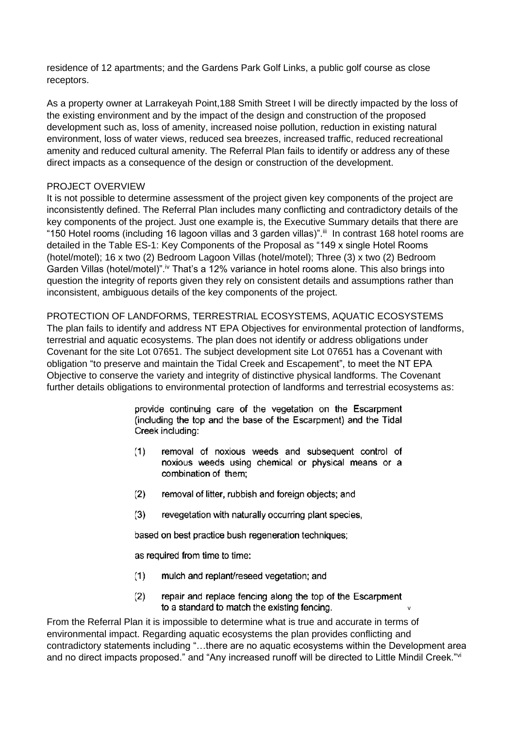residence of 12 apartments; and the Gardens Park Golf Links, a public golf course as close receptors.

As a property owner at Larrakeyah Point,188 Smith Street I will be directly impacted by the loss of the existing environment and by the impact of the design and construction of the proposed development such as, loss of amenity, increased noise pollution, reduction in existing natural environment, loss of water views, reduced sea breezes, increased traffic, reduced recreational amenity and reduced cultural amenity. The Referral Plan fails to identify or address any of these direct impacts as a consequence of the design or construction of the development.

PROJECT OVERVIEW

It is not possible to determine assessment of the project given key components of the project are inconsistently defined. The Referral Plan includes many conflicting and contradictory details of the key components of the project. Just one example is, the Executive Summary details that there are "150 Hotel rooms (including 16 lagoon villas and 3 garden villas)".[iii] In contrast 168 hotel rooms are detailed in the Table ES-1: Key Components of the Proposal as "149 x single Hotel Rooms (hotel/motel); 16 x two (2) Bedroom Lagoon Villas (hotel/motel); Three (3) x two (2) Bedroom Garden Villas (hotel/motel)".[iv] That's a 12% variance in hotel rooms alone. This also brings into question the integrity of reports given they rely on consistent details and assumptions rather than inconsistent, ambiguous details of the key components of the project.

PROTECTION OF LANDFORMS, TERRESTRIAL ECOSYSTEMS, AQUATIC ECOSYSTEMS

The plan fails to identify and address NT EPA Objectives for environmental protection of landforms, terrestrial and aquatic ecosystems. The plan does not identify or address obligations under Covenant for the site Lot 07651. The subject development site Lot 07651 has a Covenant with obligation "to preserve and maintain the Tidal Creek and Escapement", to meet the NT EPA Objective to conserve the variety and integrity of distinctive physical landforms. The Covenant further details obligations to environmental protection of landforms and terrestrial ecosystems as:

> provide continuing care of the vegetation on the Escarpment (including the top and the base of the Escarpment) and the Tidal Creek including:
>
> (1) removal of noxious weeds and subsequent control of noxious weeds using chemical or physical means or a combination of them;
>
> (2) removal of litter, rubbish and foreign objects; and
>
> (3) revegetation with naturally occurring plant species,
>
> based on best practice bush regeneration techniques;
>
> as required from time to time:
>
> (1) mulch and replant/reseed vegetation; and
>
> (2) repair and replace fencing along the top of the Escarpment to a standard to match the existing fencing. [v]

From the Referral Plan it is impossible to determine what is true and accurate in terms of environmental impact. Regarding aquatic ecosystems the plan provides conflicting and contradictory statements including "…there are no aquatic ecosystems within the Development area and no direct impacts proposed." and "Any increased runoff will be directed to Little Mindil Creek."[vi]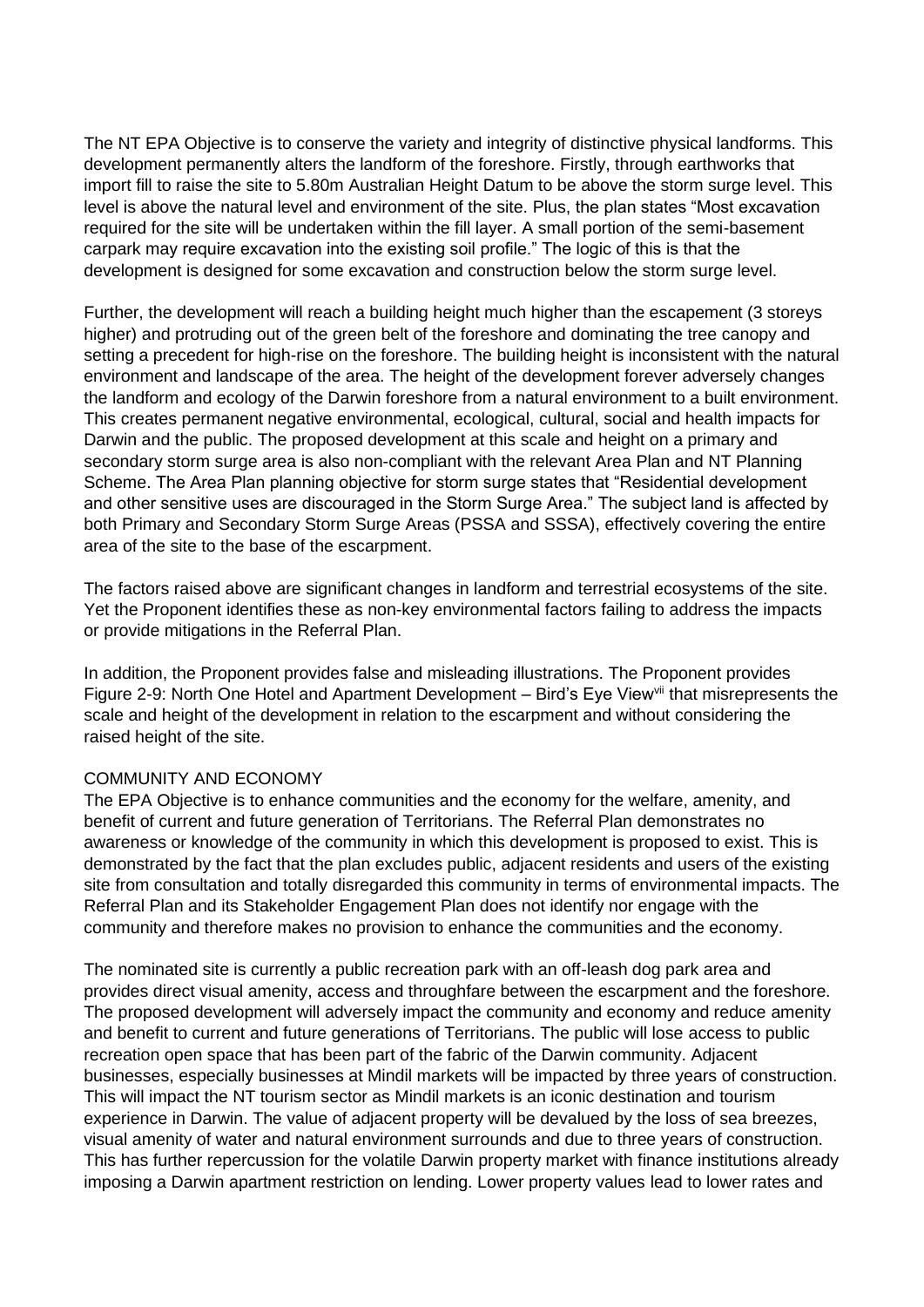The NT EPA Objective is to conserve the variety and integrity of distinctive physical landforms. This development permanently alters the landform of the foreshore. Firstly, through earthworks that import fill to raise the site to 5.80m Australian Height Datum to be above the storm surge level. This level is above the natural level and environment of the site. Plus, the plan states "Most excavation required for the site will be undertaken within the fill layer. A small portion of the semi-basement carpark may require excavation into the existing soil profile." The logic of this is that the development is designed for some excavation and construction below the storm surge level.

Further, the development will reach a building height much higher than the escapement (3 storeys higher) and protruding out of the green belt of the foreshore and dominating the tree canopy and setting a precedent for high-rise on the foreshore. The building height is inconsistent with the natural environment and landscape of the area. The height of the development forever adversely changes the landform and ecology of the Darwin foreshore from a natural environment to a built environment. This creates permanent negative environmental, ecological, cultural, social and health impacts for Darwin and the public. The proposed development at this scale and height on a primary and secondary storm surge area is also non-compliant with the relevant Area Plan and NT Planning Scheme. The Area Plan planning objective for storm surge states that "Residential development and other sensitive uses are discouraged in the Storm Surge Area." The subject land is affected by both Primary and Secondary Storm Surge Areas (PSSA and SSSA), effectively covering the entire area of the site to the base of the escarpment.

The factors raised above are significant changes in landform and terrestrial ecosystems of the site. Yet the Proponent identifies these as non-key environmental factors failing to address the impacts or provide mitigations in the Referral Plan.

In addition, the Proponent provides false and misleading illustrations. The Proponent provides Figure 2-9: North One Hotel and Apartment Development – Bird's Eye View[vii] that misrepresents the scale and height of the development in relation to the escarpment and without considering the raised height of the site.

## COMMUNITY AND ECONOMY

The EPA Objective is to enhance communities and the economy for the welfare, amenity, and benefit of current and future generation of Territorians. The Referral Plan demonstrates no awareness or knowledge of the community in which this development is proposed to exist. This is demonstrated by the fact that the plan excludes public, adjacent residents and users of the existing site from consultation and totally disregarded this community in terms of environmental impacts. The Referral Plan and its Stakeholder Engagement Plan does not identify nor engage with the community and therefore makes no provision to enhance the communities and the economy.

The nominated site is currently a public recreation park with an off-leash dog park area and provides direct visual amenity, access and throughfare between the escarpment and the foreshore. The proposed development will adversely impact the community and economy and reduce amenity and benefit to current and future generations of Territorians. The public will lose access to public recreation open space that has been part of the fabric of the Darwin community. Adjacent businesses, especially businesses at Mindil markets will be impacted by three years of construction. This will impact the NT tourism sector as Mindil markets is an iconic destination and tourism experience in Darwin. The value of adjacent property will be devalued by the loss of sea breezes, visual amenity of water and natural environment surrounds and due to three years of construction. This has further repercussion for the volatile Darwin property market with finance institutions already imposing a Darwin apartment restriction on lending. Lower property values lead to lower rates and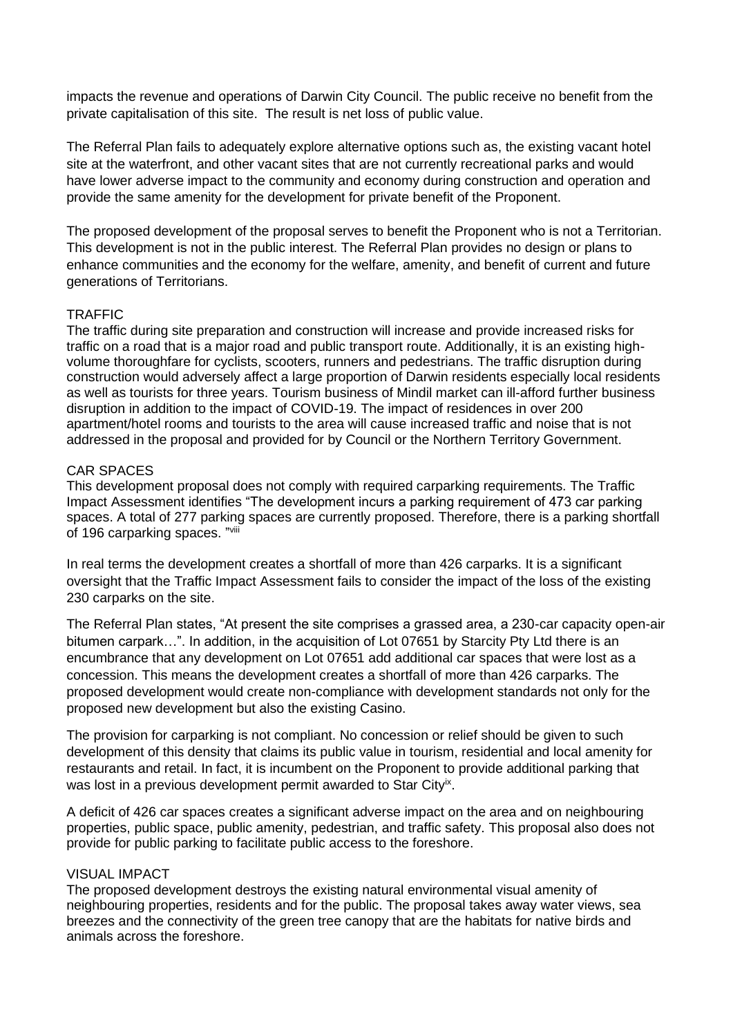impacts the revenue and operations of Darwin City Council. The public receive no benefit from the private capitalisation of this site. The result is net loss of public value.

The Referral Plan fails to adequately explore alternative options such as, the existing vacant hotel site at the waterfront, and other vacant sites that are not currently recreational parks and would have lower adverse impact to the community and economy during construction and operation and provide the same amenity for the development for private benefit of the Proponent.

The proposed development of the proposal serves to benefit the Proponent who is not a Territorian. This development is not in the public interest. The Referral Plan provides no design or plans to enhance communities and the economy for the welfare, amenity, and benefit of current and future generations of Territorians.

## TRAFFIC

The traffic during site preparation and construction will increase and provide increased risks for traffic on a road that is a major road and public transport route. Additionally, it is an existing high-volume thoroughfare for cyclists, scooters, runners and pedestrians. The traffic disruption during construction would adversely affect a large proportion of Darwin residents especially local residents as well as tourists for three years. Tourism business of Mindil market can ill-afford further business disruption in addition to the impact of COVID-19. The impact of residences in over 200 apartment/hotel rooms and tourists to the area will cause increased traffic and noise that is not addressed in the proposal and provided for by Council or the Northern Territory Government.

## CAR SPACES

This development proposal does not comply with required carparking requirements. The Traffic Impact Assessment identifies "The development incurs a parking requirement of 473 car parking spaces. A total of 277 parking spaces are currently proposed. Therefore, there is a parking shortfall of 196 carparking spaces. "[viii]

In real terms the development creates a shortfall of more than 426 carparks. It is a significant oversight that the Traffic Impact Assessment fails to consider the impact of the loss of the existing 230 carparks on the site.

The Referral Plan states, "At present the site comprises a grassed area, a 230-car capacity open-air bitumen carpark…". In addition, in the acquisition of Lot 07651 by Starcity Pty Ltd there is an encumbrance that any development on Lot 07651 add additional car spaces that were lost as a concession. This means the development creates a shortfall of more than 426 carparks. The proposed development would create non-compliance with development standards not only for the proposed new development but also the existing Casino.

The provision for carparking is not compliant. No concession or relief should be given to such development of this density that claims its public value in tourism, residential and local amenity for restaurants and retail. In fact, it is incumbent on the Proponent to provide additional parking that was lost in a previous development permit awarded to Star City[ix].

A deficit of 426 car spaces creates a significant adverse impact on the area and on neighbouring properties, public space, public amenity, pedestrian, and traffic safety. This proposal also does not provide for public parking to facilitate public access to the foreshore.

## VISUAL IMPACT

The proposed development destroys the existing natural environmental visual amenity of neighbouring properties, residents and for the public. The proposal takes away water views, sea breezes and the connectivity of the green tree canopy that are the habitats for native birds and animals across the foreshore.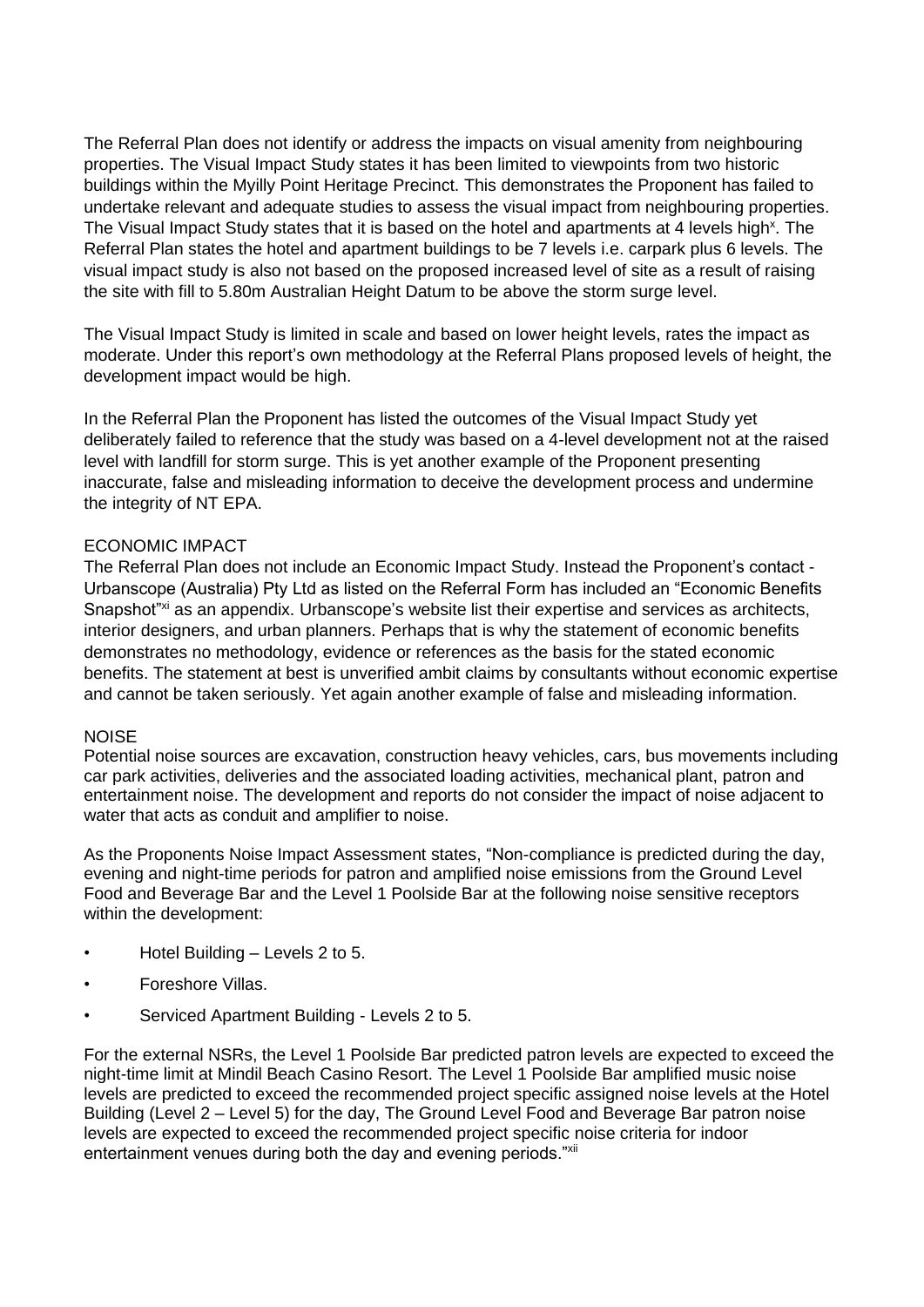The Referral Plan does not identify or address the impacts on visual amenity from neighbouring properties. The Visual Impact Study states it has been limited to viewpoints from two historic buildings within the Myilly Point Heritage Precinct. This demonstrates the Proponent has failed to undertake relevant and adequate studies to assess the visual impact from neighbouring properties. The Visual Impact Study states that it is based on the hotel and apartments at 4 levels high[x]. The Referral Plan states the hotel and apartment buildings to be 7 levels i.e. carpark plus 6 levels. The visual impact study is also not based on the proposed increased level of site as a result of raising the site with fill to 5.80m Australian Height Datum to be above the storm surge level.

The Visual Impact Study is limited in scale and based on lower height levels, rates the impact as moderate. Under this report's own methodology at the Referral Plans proposed levels of height, the development impact would be high.

In the Referral Plan the Proponent has listed the outcomes of the Visual Impact Study yet deliberately failed to reference that the study was based on a 4-level development not at the raised level with landfill for storm surge. This is yet another example of the Proponent presenting inaccurate, false and misleading information to deceive the development process and undermine the integrity of NT EPA.

ECONOMIC IMPACT

The Referral Plan does not include an Economic Impact Study. Instead the Proponent's contact - Urbanscope (Australia) Pty Ltd as listed on the Referral Form has included an "Economic Benefits Snapshot"[xi] as an appendix. Urbanscope's website list their expertise and services as architects, interior designers, and urban planners. Perhaps that is why the statement of economic benefits demonstrates no methodology, evidence or references as the basis for the stated economic benefits. The statement at best is unverified ambit claims by consultants without economic expertise and cannot be taken seriously. Yet again another example of false and misleading information.

NOISE

Potential noise sources are excavation, construction heavy vehicles, cars, bus movements including car park activities, deliveries and the associated loading activities, mechanical plant, patron and entertainment noise. The development and reports do not consider the impact of noise adjacent to water that acts as conduit and amplifier to noise.

As the Proponents Noise Impact Assessment states, "Non-compliance is predicted during the day, evening and night-time periods for patron and amplified noise emissions from the Ground Level Food and Beverage Bar and the Level 1 Poolside Bar at the following noise sensitive receptors within the development:

- Hotel Building – Levels 2 to 5.
- Foreshore Villas.
- Serviced Apartment Building - Levels 2 to 5.

For the external NSRs, the Level 1 Poolside Bar predicted patron levels are expected to exceed the night-time limit at Mindil Beach Casino Resort. The Level 1 Poolside Bar amplified music noise levels are predicted to exceed the recommended project specific assigned noise levels at the Hotel Building (Level 2 – Level 5) for the day, The Ground Level Food and Beverage Bar patron noise levels are expected to exceed the recommended project specific noise criteria for indoor entertainment venues during both the day and evening periods."[xii]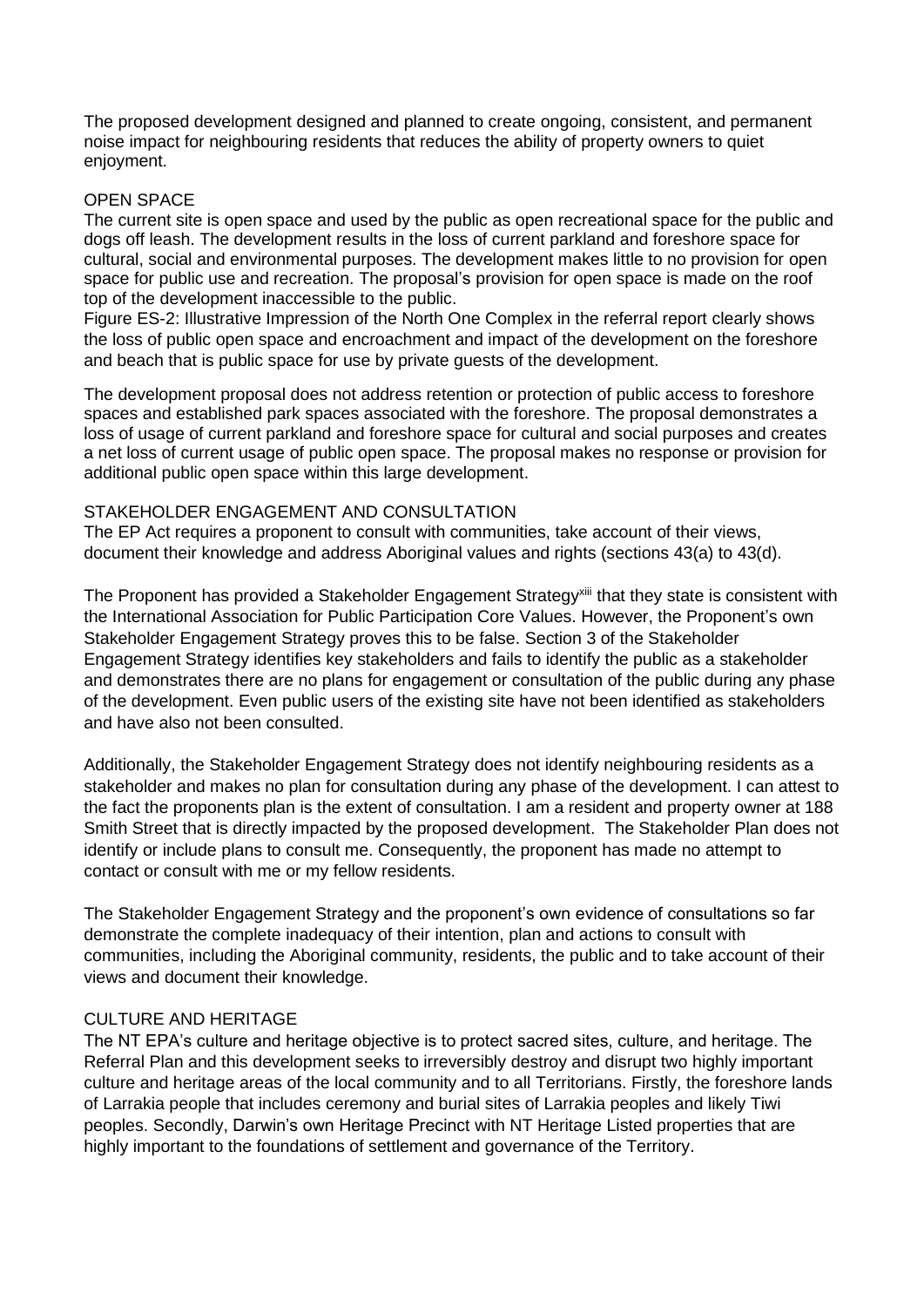The proposed development designed and planned to create ongoing, consistent, and permanent noise impact for neighbouring residents that reduces the ability of property owners to quiet enjoyment.

## OPEN SPACE

The current site is open space and used by the public as open recreational space for the public and dogs off leash. The development results in the loss of current parkland and foreshore space for cultural, social and environmental purposes. The development makes little to no provision for open space for public use and recreation. The proposal's provision for open space is made on the roof top of the development inaccessible to the public.

Figure ES-2: Illustrative Impression of the North One Complex in the referral report clearly shows the loss of public open space and encroachment and impact of the development on the foreshore and beach that is public space for use by private guests of the development.

The development proposal does not address retention or protection of public access to foreshore spaces and established park spaces associated with the foreshore. The proposal demonstrates a loss of usage of current parkland and foreshore space for cultural and social purposes and creates a net loss of current usage of public open space. The proposal makes no response or provision for additional public open space within this large development.

## STAKEHOLDER ENGAGEMENT AND CONSULTATION

The EP Act requires a proponent to consult with communities, take account of their views, document their knowledge and address Aboriginal values and rights (sections 43(a) to 43(d).

The Proponent has provided a Stakeholder Engagement Strategy[xiii] that they state is consistent with the International Association for Public Participation Core Values. However, the Proponent's own Stakeholder Engagement Strategy proves this to be false. Section 3 of the Stakeholder Engagement Strategy identifies key stakeholders and fails to identify the public as a stakeholder and demonstrates there are no plans for engagement or consultation of the public during any phase of the development. Even public users of the existing site have not been identified as stakeholders and have also not been consulted.

Additionally, the Stakeholder Engagement Strategy does not identify neighbouring residents as a stakeholder and makes no plan for consultation during any phase of the development. I can attest to the fact the proponents plan is the extent of consultation. I am a resident and property owner at 188 Smith Street that is directly impacted by the proposed development. The Stakeholder Plan does not identify or include plans to consult me. Consequently, the proponent has made no attempt to contact or consult with me or my fellow residents.

The Stakeholder Engagement Strategy and the proponent's own evidence of consultations so far demonstrate the complete inadequacy of their intention, plan and actions to consult with communities, including the Aboriginal community, residents, the public and to take account of their views and document their knowledge.

## CULTURE AND HERITAGE

The NT EPA's culture and heritage objective is to protect sacred sites, culture, and heritage. The Referral Plan and this development seeks to irreversibly destroy and disrupt two highly important culture and heritage areas of the local community and to all Territorians. Firstly, the foreshore lands of Larrakia people that includes ceremony and burial sites of Larrakia peoples and likely Tiwi peoples. Secondly, Darwin's own Heritage Precinct with NT Heritage Listed properties that are highly important to the foundations of settlement and governance of the Territory.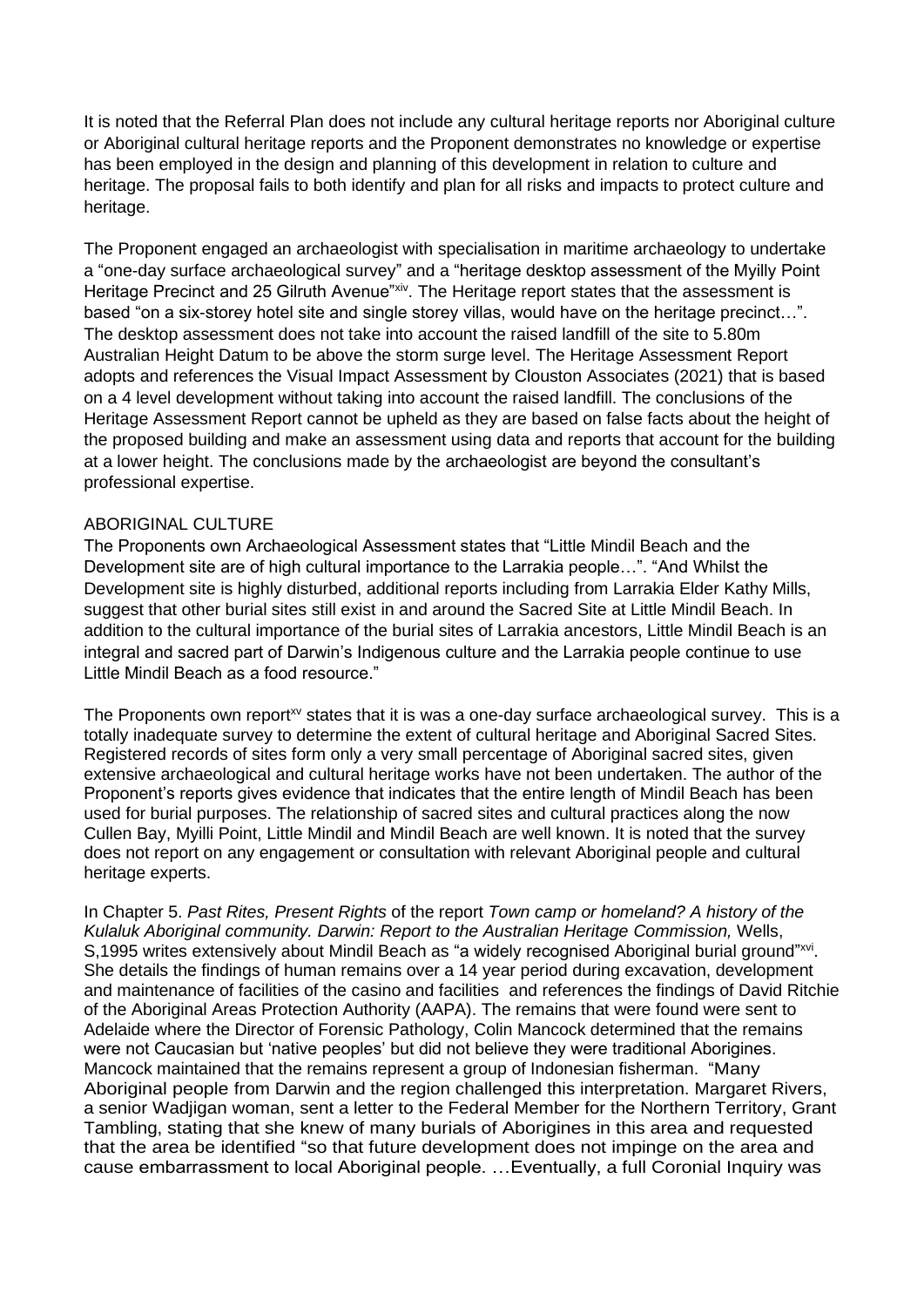It is noted that the Referral Plan does not include any cultural heritage reports nor Aboriginal culture or Aboriginal cultural heritage reports and the Proponent demonstrates no knowledge or expertise has been employed in the design and planning of this development in relation to culture and heritage. The proposal fails to both identify and plan for all risks and impacts to protect culture and heritage.

The Proponent engaged an archaeologist with specialisation in maritime archaeology to undertake a "one-day surface archaeological survey" and a "heritage desktop assessment of the Myilly Point Heritage Precinct and 25 Gilruth Avenue"[xiv]. The Heritage report states that the assessment is based "on a six-storey hotel site and single storey villas, would have on the heritage precinct…". The desktop assessment does not take into account the raised landfill of the site to 5.80m Australian Height Datum to be above the storm surge level. The Heritage Assessment Report adopts and references the Visual Impact Assessment by Clouston Associates (2021) that is based on a 4 level development without taking into account the raised landfill. The conclusions of the Heritage Assessment Report cannot be upheld as they are based on false facts about the height of the proposed building and make an assessment using data and reports that account for the building at a lower height. The conclusions made by the archaeologist are beyond the consultant's professional expertise.

ABORIGINAL CULTURE

The Proponents own Archaeological Assessment states that "Little Mindil Beach and the Development site are of high cultural importance to the Larrakia people…". "And Whilst the Development site is highly disturbed, additional reports including from Larrakia Elder Kathy Mills, suggest that other burial sites still exist in and around the Sacred Site at Little Mindil Beach. In addition to the cultural importance of the burial sites of Larrakia ancestors, Little Mindil Beach is an integral and sacred part of Darwin's Indigenous culture and the Larrakia people continue to use Little Mindil Beach as a food resource."

The Proponents own report[xv] states that it is was a one-day surface archaeological survey. This is a totally inadequate survey to determine the extent of cultural heritage and Aboriginal Sacred Sites. Registered records of sites form only a very small percentage of Aboriginal sacred sites, given extensive archaeological and cultural heritage works have not been undertaken. The author of the Proponent's reports gives evidence that indicates that the entire length of Mindil Beach has been used for burial purposes. The relationship of sacred sites and cultural practices along the now Cullen Bay, Myilli Point, Little Mindil and Mindil Beach are well known. It is noted that the survey does not report on any engagement or consultation with relevant Aboriginal people and cultural heritage experts.

In Chapter 5. *Past Rites, Present Rights* of the report *Town camp or homeland? A history of the Kulaluk Aboriginal community. Darwin: Report to the Australian Heritage Commission,* Wells, S,1995 writes extensively about Mindil Beach as "a widely recognised Aboriginal burial ground"[xvi]. She details the findings of human remains over a 14 year period during excavation, development and maintenance of facilities of the casino and facilities and references the findings of David Ritchie of the Aboriginal Areas Protection Authority (AAPA). The remains that were found were sent to Adelaide where the Director of Forensic Pathology, Colin Mancock determined that the remains were not Caucasian but 'native peoples' but did not believe they were traditional Aborigines. Mancock maintained that the remains represent a group of Indonesian fisherman. "Many Aboriginal people from Darwin and the region challenged this interpretation. Margaret Rivers, a senior Wadjigan woman, sent a letter to the Federal Member for the Northern Territory, Grant Tambling, stating that she knew of many burials of Aborigines in this area and requested that the area be identified "so that future development does not impinge on the area and cause embarrassment to local Aboriginal people. …Eventually, a full Coronial Inquiry was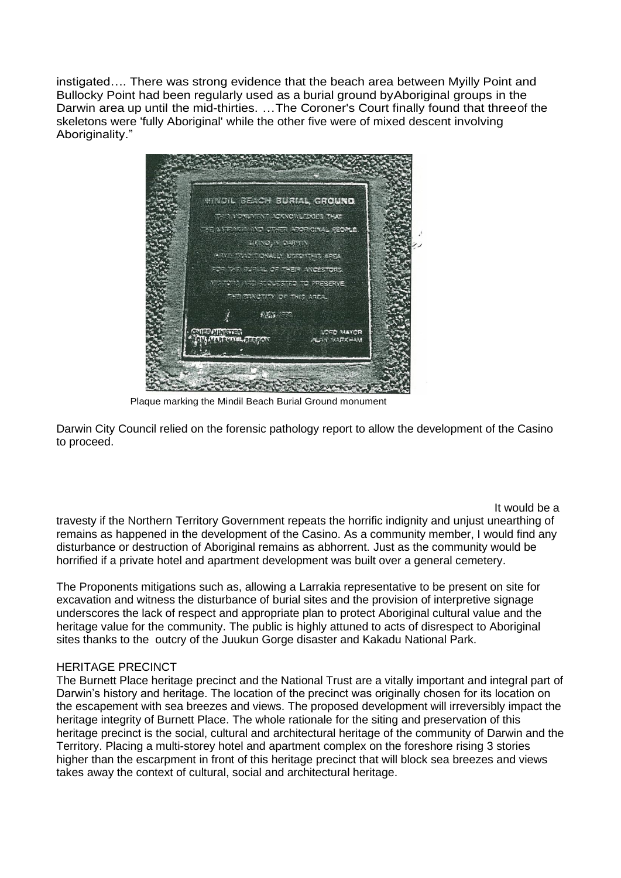instigated…. There was strong evidence that the beach area between Myilly Point and Bullocky Point had been regularly used as a burial ground by Aboriginal groups in the Darwin area up until the mid-thirties. …The Coroner's Court finally found that three of the skeletons were 'fully Aboriginal' while the other five were of mixed descent involving Aboriginality."

Plaque marking the Mindil Beach Burial Ground monument

Darwin City Council relied on the forensic pathology report to allow the development of the Casino to proceed.

It would be a travesty if the Northern Territory Government repeats the horrific indignity and unjust unearthing of remains as happened in the development of the Casino. As a community member, I would find any disturbance or destruction of Aboriginal remains as abhorrent. Just as the community would be horrified if a private hotel and apartment development was built over a general cemetery.

The Proponents mitigations such as, allowing a Larrakia representative to be present on site for excavation and witness the disturbance of burial sites and the provision of interpretive signage underscores the lack of respect and appropriate plan to protect Aboriginal cultural value and the heritage value for the community. The public is highly attuned to acts of disrespect to Aboriginal sites thanks to the outcry of the Juukun Gorge disaster and Kakadu National Park.

## HERITAGE PRECINCT

The Burnett Place heritage precinct and the National Trust are a vitally important and integral part of Darwin's history and heritage. The location of the precinct was originally chosen for its location on the escapement with sea breezes and views. The proposed development will irreversibly impact the heritage integrity of Burnett Place. The whole rationale for the siting and preservation of this heritage precinct is the social, cultural and architectural heritage of the community of Darwin and the Territory. Placing a multi-storey hotel and apartment complex on the foreshore rising 3 stories higher than the escarpment in front of this heritage precinct that will block sea breezes and views takes away the context of cultural, social and architectural heritage.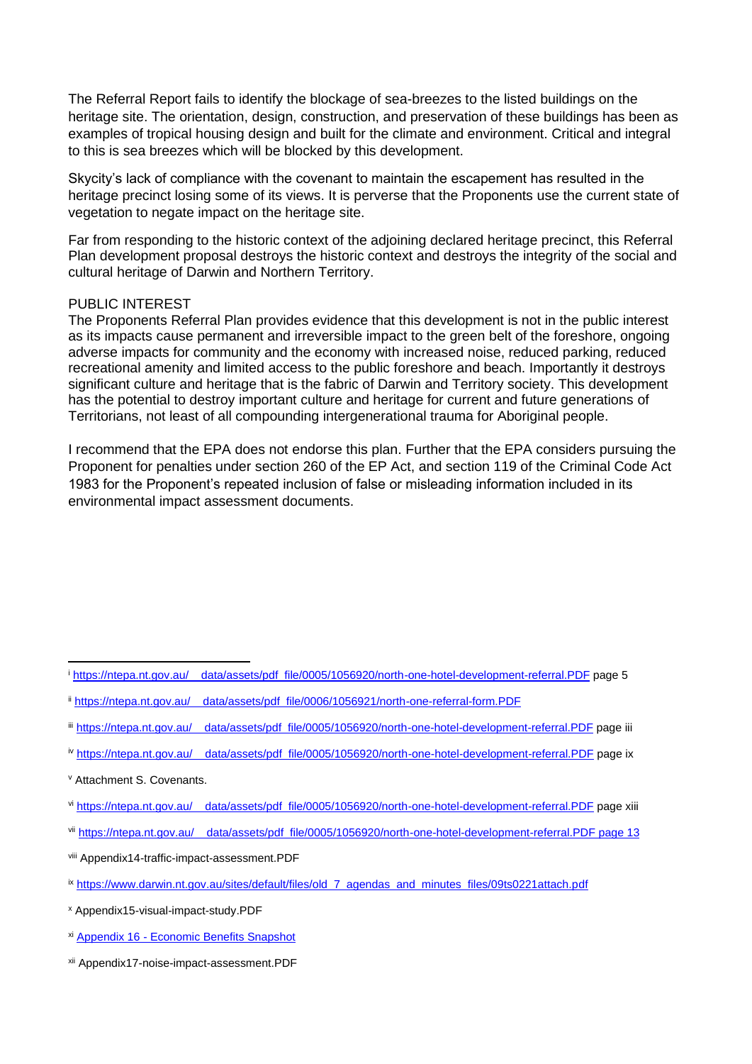The Referral Report fails to identify the blockage of sea-breezes to the listed buildings on the heritage site. The orientation, design, construction, and preservation of these buildings has been as examples of tropical housing design and built for the climate and environment. Critical and integral to this is sea breezes which will be blocked by this development.

Skycity's lack of compliance with the covenant to maintain the escapement has resulted in the heritage precinct losing some of its views. It is perverse that the Proponents use the current state of vegetation to negate impact on the heritage site.

Far from responding to the historic context of the adjoining declared heritage precinct, this Referral Plan development proposal destroys the historic context and destroys the integrity of the social and cultural heritage of Darwin and Northern Territory.

PUBLIC INTEREST

The Proponents Referral Plan provides evidence that this development is not in the public interest as its impacts cause permanent and irreversible impact to the green belt of the foreshore, ongoing adverse impacts for community and the economy with increased noise, reduced parking, reduced recreational amenity and limited access to the public foreshore and beach. Importantly it destroys significant culture and heritage that is the fabric of Darwin and Territory society. This development has the potential to destroy important culture and heritage for current and future generations of Territorians, not least of all compounding intergenerational trauma for Aboriginal people.

I recommend that the EPA does not endorse this plan. Further that the EPA considers pursuing the Proponent for penalties under section 260 of the EP Act, and section 119 of the Criminal Code Act 1983 for the Proponent's repeated inclusion of false or misleading information included in its environmental impact assessment documents.

---

[i] https://ntepa.nt.gov.au/__data/assets/pdf_file/0005/1056920/north-one-hotel-development-referral.PDF page 5

[ii] https://ntepa.nt.gov.au/__data/assets/pdf_file/0006/1056921/north-one-referral-form.PDF

[iii] https://ntepa.nt.gov.au/__data/assets/pdf_file/0005/1056920/north-one-hotel-development-referral.PDF page iii

[iv] https://ntepa.nt.gov.au/__data/assets/pdf_file/0005/1056920/north-one-hotel-development-referral.PDF page ix

[v] Attachment S. Covenants.

[vi] https://ntepa.nt.gov.au/__data/assets/pdf_file/0005/1056920/north-one-hotel-development-referral.PDF page xiii

[vii] https://ntepa.nt.gov.au/__data/assets/pdf_file/0005/1056920/north-one-hotel-development-referral.PDF page 13

[viii] Appendix14-traffic-impact-assessment.PDF

[ix] https://www.darwin.nt.gov.au/sites/default/files/old_7_agendas_and_minutes_files/09ts0221attach.pdf

[x] Appendix15-visual-impact-study.PDF

[xi] Appendix 16 - Economic Benefits Snapshot

[xii] Appendix17-noise-impact-assessment.PDF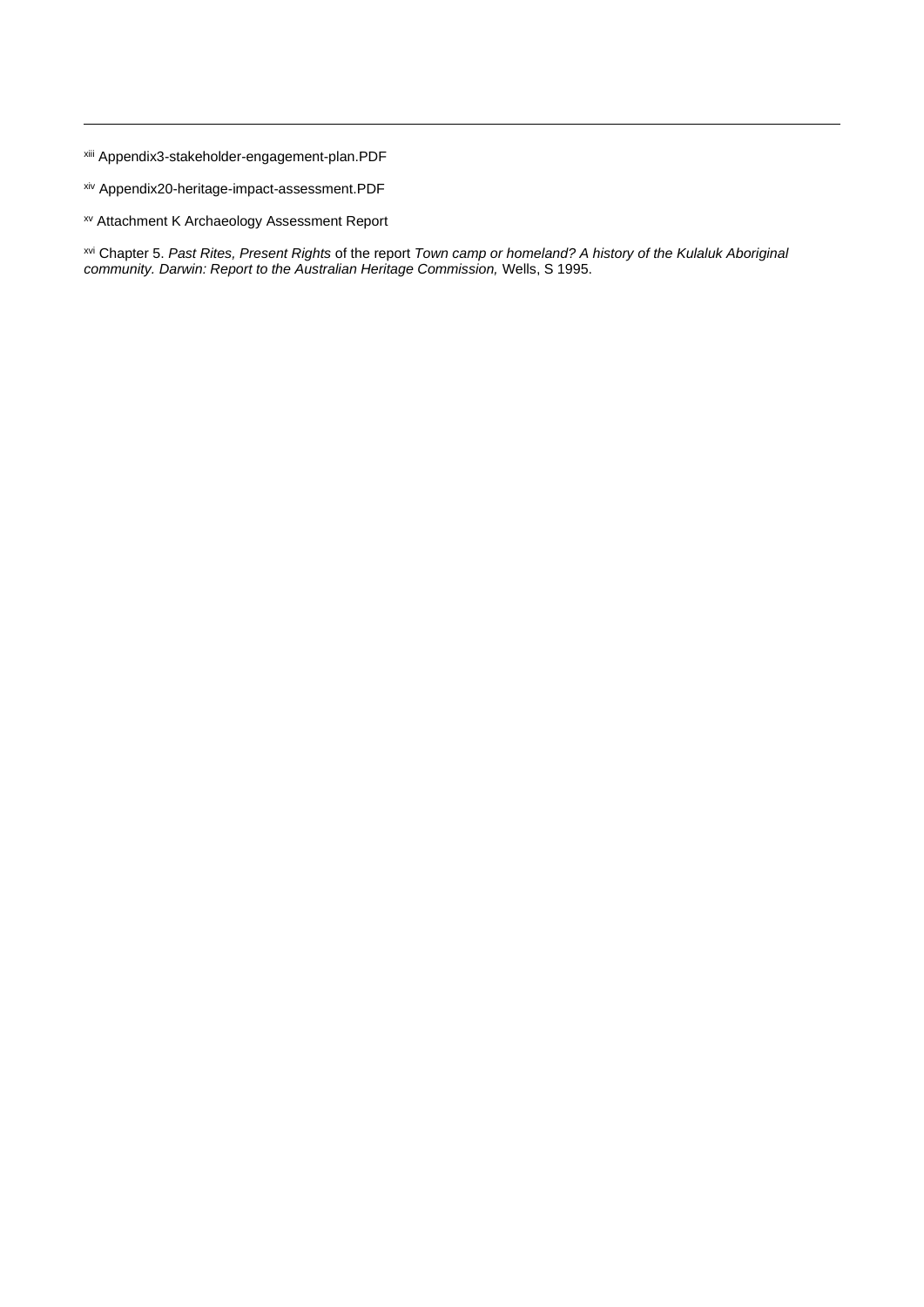---

[xiii] Appendix3-stakeholder-engagement-plan.PDF

[xiv] Appendix20-heritage-impact-assessment.PDF

[xv] Attachment K Archaeology Assessment Report

[xvi] Chapter 5. *Past Rites, Present Rights* of the report *Town camp or homeland? A history of the Kulaluk Aboriginal community. Darwin: Report to the Australian Heritage Commission,* Wells, S 1995.